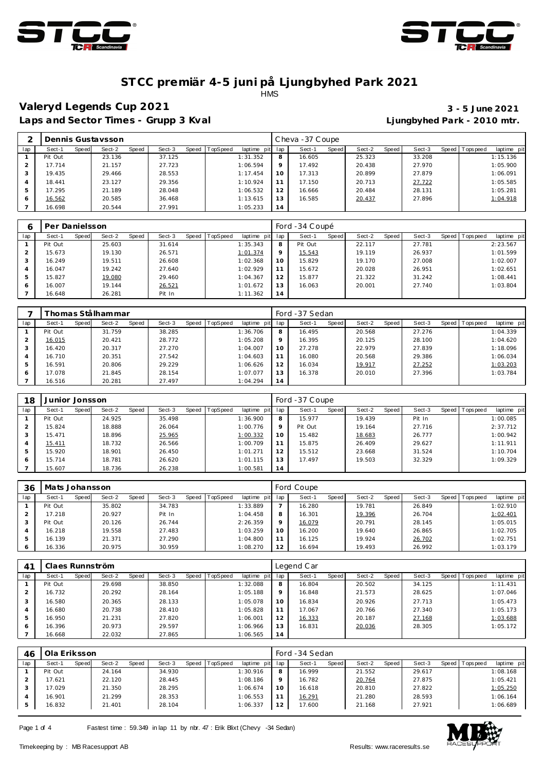# STCC premiär 4-5 juni på Ljungbyhed Park 2021

HMS

## Valeryd Legends Cup 2021

**3 - 5 June 2021**

**Laps and Sector Times - Grupp 3 Kval**

**Ljungbyhed Park - 2010 mtr.**

| 2 | Dennis Gustavsson | | | | | | | | Cheva -37 Coupe | | | | | | | |
|---|---|---|---|---|---|---|---|---|---|---|---|---|---|---|---|---|
| lap | Sect-1 | Speed | Sect-2 | Speed | Sect-3 | Speed | TopSpeed | laptime pit | lap | Sect-1 | Speed | Sect-2 | Speed | Sect-3 | Speed Topspeed | laptime pit |
| 1 | Pit Out | | 23.136 | | 37.125 | | | 1:31.352 | 8 | 16.605 | | 25.323 | | 33.208 | | 1:15.136 |
| 2 | 17.714 | | 21.157 | | 27.723 | | | 1:06.594 | 9 | 17.492 | | 20.438 | | 27.970 | | 1:05.900 |
| 3 | 19.435 | | 29.466 | | 28.553 | | | 1:17.454 | 10 | 17.313 | | 20.899 | | 27.879 | | 1:06.091 |
| 4 | 18.441 | | 23.127 | | 29.356 | | | 1:10.924 | 11 | 17.150 | | 20.713 | | 27.722 | | 1:05.585 |
| 5 | 17.295 | | 21.189 | | 28.048 | | | 1:06.532 | 12 | 16.666 | | 20.484 | | 28.131 | | 1:05.281 |
| 6 | 16.562 | | 20.585 | | 36.468 | | | 1:13.615 | 13 | 16.585 | | 20.437 | | 27.896 | | 1:04.918 |
| 7 | 16.698 | | 20.544 | | 27.991 | | | 1:05.233 | 14 | | | | | | | |

| 6 | Per Danielsson | | | | | | | | Ford -34 Coupé | | | | | | | |
|---|---|---|---|---|---|---|---|---|---|---|---|---|---|---|---|---|
| lap | Sect-1 | Speed | Sect-2 | Speed | Sect-3 | Speed | TopSpeed | laptime pit | lap | Sect-1 | Speed | Sect-2 | Speed | Sect-3 | Speed Topspeed | laptime pit |
| 1 | Pit Out | | 25.603 | | 31.614 | | | 1:35.343 | 8 | Pit Out | | 22.117 | | 27.781 | | 2:23.567 |
| 2 | 15.673 | | 19.130 | | 26.571 | | | 1:01.374 | 9 | 15.543 | | 19.119 | | 26.937 | | 1:01.599 |
| 3 | 16.249 | | 19.511 | | 26.608 | | | 1:02.368 | 10 | 15.829 | | 19.170 | | 27.008 | | 1:02.007 |
| 4 | 16.047 | | 19.242 | | 27.640 | | | 1:02.929 | 11 | 15.672 | | 20.028 | | 26.951 | | 1:02.651 |
| 5 | 15.827 | | 19.080 | | 29.460 | | | 1:04.367 | 12 | 15.877 | | 21.322 | | 31.242 | | 1:08.441 |
| 6 | 16.007 | | 19.144 | | 26.521 | | | 1:01.672 | 13 | 16.063 | | 20.001 | | 27.740 | | 1:03.804 |
| 7 | 16.648 | | 26.281 | | Pit In | | | 1:11.362 | 14 | | | | | | | |

| 7 | Thomas Stålhammar | | | | | | | | Ford -37 Sedan | | | | | | | |
|---|---|---|---|---|---|---|---|---|---|---|---|---|---|---|---|---|
| lap | Sect-1 | Speed | Sect-2 | Speed | Sect-3 | Speed | TopSpeed | laptime pit | lap | Sect-1 | Speed | Sect-2 | Speed | Sect-3 | Speed Topspeed | laptime pit |
| 1 | Pit Out | | 31.759 | | 38.285 | | | 1:36.706 | 8 | 16.495 | | 20.568 | | 27.276 | | 1:04.339 |
| 2 | 16.015 | | 20.421 | | 28.772 | | | 1:05.208 | 9 | 16.395 | | 20.125 | | 28.100 | | 1:04.620 |
| 3 | 16.420 | | 20.317 | | 27.270 | | | 1:04.007 | 10 | 27.278 | | 22.979 | | 27.839 | | 1:18.096 |
| 4 | 16.710 | | 20.351 | | 27.542 | | | 1:04.603 | 11 | 16.080 | | 20.568 | | 29.386 | | 1:06.034 |
| 5 | 16.591 | | 20.806 | | 29.229 | | | 1:06.626 | 12 | 16.034 | | 19.917 | | 27.252 | | 1:03.203 |
| 6 | 17.078 | | 21.845 | | 28.154 | | | 1:07.077 | 13 | 16.378 | | 20.010 | | 27.396 | | 1:03.784 |
| 7 | 16.516 | | 20.281 | | 27.497 | | | 1:04.294 | 14 | | | | | | | |

| 18 | Junior Jonsson | | | | | | | | Ford -37 Coupe | | | | | | | |
|---|---|---|---|---|---|---|---|---|---|---|---|---|---|---|---|---|
| lap | Sect-1 | Speed | Sect-2 | Speed | Sect-3 | Speed | TopSpeed | laptime pit | lap | Sect-1 | Speed | Sect-2 | Speed | Sect-3 | Speed Topspeed | laptime pit |
| 1 | Pit Out | | 24.925 | | 35.498 | | | 1:36.900 | 8 | 15.977 | | 19.439 | | Pit In | | 1:00.085 |
| 2 | 15.824 | | 18.888 | | 26.064 | | | 1:00.776 | 9 | Pit Out | | 19.164 | | 27.716 | | 2:37.712 |
| 3 | 15.471 | | 18.896 | | 25.965 | | | 1:00.332 | 10 | 15.482 | | 18.683 | | 26.777 | | 1:00.942 |
| 4 | 15.411 | | 18.732 | | 26.566 | | | 1:00.709 | 11 | 15.875 | | 26.409 | | 29.627 | | 1:11.911 |
| 5 | 15.920 | | 18.901 | | 26.450 | | | 1:01.271 | 12 | 15.512 | | 23.668 | | 31.524 | | 1:10.704 |
| 6 | 15.714 | | 18.781 | | 26.620 | | | 1:01.115 | 13 | 17.497 | | 19.503 | | 32.329 | | 1:09.329 |
| 7 | 15.607 | | 18.736 | | 26.238 | | | 1:00.581 | 14 | | | | | | | |

| 36 | Mats Johansson | | | | | | | | Ford Coupe | | | | | | | |
|---|---|---|---|---|---|---|---|---|---|---|---|---|---|---|---|---|
| lap | Sect-1 | Speed | Sect-2 | Speed | Sect-3 | Speed | TopSpeed | laptime pit | lap | Sect-1 | Speed | Sect-2 | Speed | Sect-3 | Speed Topspeed | laptime pit |
| 1 | Pit Out | | 35.802 | | 34.783 | | | 1:33.889 | 7 | 16.280 | | 19.781 | | 26.849 | | 1:02.910 |
| 2 | 17.218 | | 20.927 | | Pit In | | | 1:04.458 | 8 | 16.301 | | 19.396 | | 26.704 | | 1:02.401 |
| 3 | Pit Out | | 20.126 | | 26.744 | | | 2:26.359 | 9 | 16.079 | | 20.791 | | 28.145 | | 1:05.015 |
| 4 | 16.218 | | 19.558 | | 27.483 | | | 1:03.259 | 10 | 16.200 | | 19.640 | | 26.865 | | 1:02.705 |
| 5 | 16.139 | | 21.371 | | 27.290 | | | 1:04.800 | 11 | 16.125 | | 19.924 | | 26.702 | | 1:02.751 |
| 6 | 16.336 | | 20.975 | | 30.959 | | | 1:08.270 | 12 | 16.694 | | 19.493 | | 26.992 | | 1:03.179 |

| 41 | Claes Runnström | | | | | | | | Legend Car | | | | | | | |
|---|---|---|---|---|---|---|---|---|---|---|---|---|---|---|---|---|
| lap | Sect-1 | Speed | Sect-2 | Speed | Sect-3 | Speed | TopSpeed | laptime pit | lap | Sect-1 | Speed | Sect-2 | Speed | Sect-3 | Speed Topspeed | laptime pit |
| 1 | Pit Out | | 29.698 | | 38.850 | | | 1:32.088 | 8 | 16.804 | | 20.502 | | 34.125 | | 1:11.431 |
| 2 | 16.732 | | 20.292 | | 28.164 | | | 1:05.188 | 9 | 16.848 | | 21.573 | | 28.625 | | 1:07.046 |
| 3 | 16.580 | | 20.365 | | 28.133 | | | 1:05.078 | 10 | 16.834 | | 20.926 | | 27.713 | | 1:05.473 |
| 4 | 16.680 | | 20.738 | | 28.410 | | | 1:05.828 | 11 | 17.067 | | 20.766 | | 27.340 | | 1:05.173 |
| 5 | 16.950 | | 21.231 | | 27.820 | | | 1:06.001 | 12 | 16.333 | | 20.187 | | 27.168 | | 1:03.688 |
| 6 | 16.396 | | 20.973 | | 29.597 | | | 1:06.966 | 13 | 16.831 | | 20.036 | | 28.305 | | 1:05.172 |
| 7 | 16.668 | | 22.032 | | 27.865 | | | 1:06.565 | 14 | | | | | | | |

| 46 | Ola Eriksson | | | | | | | | Ford -34 Sedan | | | | | | | |
|---|---|---|---|---|---|---|---|---|---|---|---|---|---|---|---|---|
| lap | Sect-1 | Speed | Sect-2 | Speed | Sect-3 | Speed | TopSpeed | laptime pit | lap | Sect-1 | Speed | Sect-2 | Speed | Sect-3 | Speed Topspeed | laptime pit |
| 1 | Pit Out | | 24.164 | | 34.930 | | | 1:30.916 | 8 | 16.999 | | 21.552 | | 29.617 | | 1:08.168 |
| 2 | 17.621 | | 22.120 | | 28.445 | | | 1:08.186 | 9 | 16.782 | | 20.764 | | 27.875 | | 1:05.421 |
| 3 | 17.029 | | 21.350 | | 28.295 | | | 1:06.674 | 10 | 16.618 | | 20.810 | | 27.822 | | 1:05.250 |
| 4 | 16.901 | | 21.299 | | 28.353 | | | 1:06.553 | 11 | 16.291 | | 21.280 | | 28.593 | | 1:06.164 |
| 5 | 16.832 | | 21.401 | | 28.104 | | | 1:06.337 | 12 | 17.600 | | 21.168 | | 27.921 | | 1:06.689 |

Fastest time : 59.349 in lap 11 by nbr. 47 : Erik Blixt (Chevy -34 Sedan)

Timekeeping by : MB Racesupport AB

Results: www.raceresults.se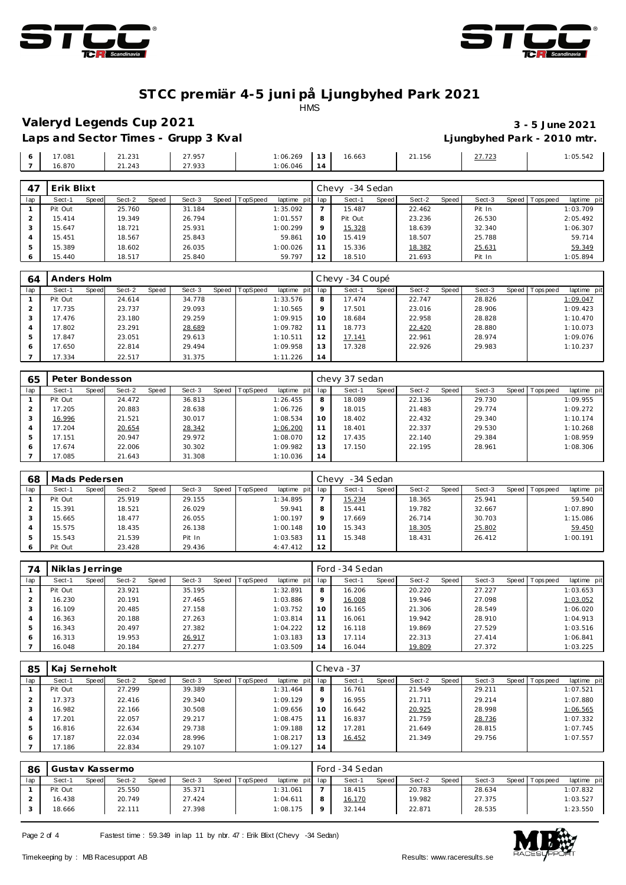# STCC premiär 4-5 juni på Ljungbyhed Park 2021

HMS

## Valeryd Legends Cup 2021

**3 - 5 June 2021**

**Laps and Sector Times - Grupp 3 Kval**

**Ljungbyhed Park - 2010 mtr.**

| lap | Sect-1 | Speed | Sect-2 | Speed | Sect-3 | Speed | TopSpeed | laptime pit | lap | Sect-1 | Speed | Sect-2 | Speed | Sect-3 | Speed | Topspeed | laptime pit |
|---|---|---|---|---|---|---|---|---|---|---|---|---|---|---|---|---|---|
| 6 | 17.081 | | 21.231 | | 27.957 | | | 1:06.269 | 13 | 16.663 | | 21.156 | | 27.723 | | | 1:05.542 |
| 7 | 16.870 | | 21.243 | | 27.933 | | | 1:06.046 | 14 | | | | | | | | |

### 47 Erik Blixt — Chevy -34 Sedan

| lap | Sect-1 | Speed | Sect-2 | Speed | Sect-3 | Speed | TopSpeed | laptime pit | lap | Sect-1 | Speed | Sect-2 | Speed | Sect-3 | Speed | Topspeed | laptime pit |
|---|---|---|---|---|---|---|---|---|---|---|---|---|---|---|---|---|---|
| 1 | Pit Out | | 25.760 | | 31.184 | | | 1:35.092 | 7 | 15.487 | | 22.462 | | Pit In | | | 1:03.709 |
| 2 | 15.414 | | 19.349 | | 26.794 | | | 1:01.557 | 8 | Pit Out | | 23.236 | | 26.530 | | | 2:05.492 |
| 3 | 15.647 | | 18.721 | | 25.931 | | | 1:00.299 | 9 | 15.328 | | 18.639 | | 32.340 | | | 1:06.307 |
| 4 | 15.451 | | 18.567 | | 25.843 | | | 59.861 | 10 | 15.419 | | 18.507 | | 25.788 | | | 59.714 |
| 5 | 15.389 | | 18.602 | | 26.035 | | | 1:00.026 | 11 | 15.336 | | 18.382 | | 25.631 | | | 59.349 |
| 6 | 15.440 | | 18.517 | | 25.840 | | | 59.797 | 12 | 18.510 | | 21.693 | | Pit In | | | 1:05.894 |

### 64 Anders Holm — Chevy -34 Coupé

| lap | Sect-1 | Speed | Sect-2 | Speed | Sect-3 | Speed | TopSpeed | laptime pit | lap | Sect-1 | Speed | Sect-2 | Speed | Sect-3 | Speed | Topspeed | laptime pit |
|---|---|---|---|---|---|---|---|---|---|---|---|---|---|---|---|---|---|
| 1 | Pit Out | | 24.614 | | 34.778 | | | 1:33.576 | 8 | 17.474 | | 22.747 | | 28.826 | | | 1:09.047 |
| 2 | 17.735 | | 23.737 | | 29.093 | | | 1:10.565 | 9 | 17.501 | | 23.016 | | 28.906 | | | 1:09.423 |
| 3 | 17.476 | | 23.180 | | 29.259 | | | 1:09.915 | 10 | 18.684 | | 22.958 | | 28.828 | | | 1:10.470 |
| 4 | 17.802 | | 23.291 | | 28.689 | | | 1:09.782 | 11 | 18.773 | | 22.420 | | 28.880 | | | 1:10.073 |
| 5 | 17.847 | | 23.051 | | 29.613 | | | 1:10.511 | 12 | 17.141 | | 22.961 | | 28.974 | | | 1:09.076 |
| 6 | 17.650 | | 22.814 | | 29.494 | | | 1:09.958 | 13 | 17.328 | | 22.926 | | 29.983 | | | 1:10.237 |
| 7 | 17.334 | | 22.517 | | 31.375 | | | 1:11.226 | 14 | | | | | | | | |

### 65 Peter Bondesson — chevy 37 sedan

| lap | Sect-1 | Speed | Sect-2 | Speed | Sect-3 | Speed | TopSpeed | laptime pit | lap | Sect-1 | Speed | Sect-2 | Speed | Sect-3 | Speed | Topspeed | laptime pit |
|---|---|---|---|---|---|---|---|---|---|---|---|---|---|---|---|---|---|
| 1 | Pit Out | | 24.472 | | 36.813 | | | 1:26.455 | 8 | 18.089 | | 22.136 | | 29.730 | | | 1:09.955 |
| 2 | 17.205 | | 20.883 | | 28.638 | | | 1:06.726 | 9 | 18.015 | | 21.483 | | 29.774 | | | 1:09.272 |
| 3 | 16.996 | | 21.521 | | 30.017 | | | 1:08.534 | 10 | 18.402 | | 22.432 | | 29.340 | | | 1:10.174 |
| 4 | 17.204 | | 20.654 | | 28.342 | | | 1:06.200 | 11 | 18.401 | | 22.337 | | 29.530 | | | 1:10.268 |
| 5 | 17.151 | | 20.947 | | 29.972 | | | 1:08.070 | 12 | 17.435 | | 22.140 | | 29.384 | | | 1:08.959 |
| 6 | 17.674 | | 22.006 | | 30.302 | | | 1:09.982 | 13 | 17.150 | | 22.195 | | 28.961 | | | 1:08.306 |
| 7 | 17.085 | | 21.643 | | 31.308 | | | 1:10.036 | 14 | | | | | | | | |

### 68 Mads Pedersen — Chevy -34 Sedan

| lap | Sect-1 | Speed | Sect-2 | Speed | Sect-3 | Speed | TopSpeed | laptime pit | lap | Sect-1 | Speed | Sect-2 | Speed | Sect-3 | Speed | Topspeed | laptime pit |
|---|---|---|---|---|---|---|---|---|---|---|---|---|---|---|---|---|---|
| 1 | Pit Out | | 25.919 | | 29.155 | | | 1:34.895 | 7 | 15.234 | | 18.365 | | 25.941 | | | 59.540 |
| 2 | 15.391 | | 18.521 | | 26.029 | | | 59.941 | 8 | 15.441 | | 19.782 | | 32.667 | | | 1:07.890 |
| 3 | 15.665 | | 18.477 | | 26.055 | | | 1:00.197 | 9 | 17.669 | | 26.714 | | 30.703 | | | 1:15.086 |
| 4 | 15.575 | | 18.435 | | 26.138 | | | 1:00.148 | 10 | 15.343 | | 18.305 | | 25.802 | | | 59.450 |
| 5 | 15.543 | | 21.539 | | Pit In | | | 1:03.583 | 11 | 15.348 | | 18.431 | | 26.412 | | | 1:00.191 |
| 6 | Pit Out | | 23.428 | | 29.436 | | | 4:47.412 | 12 | | | | | | | | |

### 74 Niklas Jerringe — Ford -34 Sedan

| lap | Sect-1 | Speed | Sect-2 | Speed | Sect-3 | Speed | TopSpeed | laptime pit | lap | Sect-1 | Speed | Sect-2 | Speed | Sect-3 | Speed | Topspeed | laptime pit |
|---|---|---|---|---|---|---|---|---|---|---|---|---|---|---|---|---|---|
| 1 | Pit Out | | 23.921 | | 35.195 | | | 1:32.891 | 8 | 16.206 | | 20.220 | | 27.227 | | | 1:03.653 |
| 2 | 16.230 | | 20.191 | | 27.465 | | | 1:03.886 | 9 | 16.008 | | 19.946 | | 27.098 | | | 1:03.052 |
| 3 | 16.109 | | 20.485 | | 27.158 | | | 1:03.752 | 10 | 16.165 | | 21.306 | | 28.549 | | | 1:06.020 |
| 4 | 16.363 | | 20.188 | | 27.263 | | | 1:03.814 | 11 | 16.061 | | 19.942 | | 28.910 | | | 1:04.913 |
| 5 | 16.343 | | 20.497 | | 27.382 | | | 1:04.222 | 12 | 16.118 | | 19.869 | | 27.529 | | | 1:03.516 |
| 6 | 16.313 | | 19.953 | | 26.917 | | | 1:03.183 | 13 | 17.114 | | 22.313 | | 27.414 | | | 1:06.841 |
| 7 | 16.048 | | 20.184 | | 27.277 | | | 1:03.509 | 14 | 16.044 | | 19.809 | | 27.372 | | | 1:03.225 |

### 85 Kaj Serneholt — Cheva -37

| lap | Sect-1 | Speed | Sect-2 | Speed | Sect-3 | Speed | TopSpeed | laptime pit | lap | Sect-1 | Speed | Sect-2 | Speed | Sect-3 | Speed | Topspeed | laptime pit |
|---|---|---|---|---|---|---|---|---|---|---|---|---|---|---|---|---|---|
| 1 | Pit Out | | 27.299 | | 39.389 | | | 1:31.464 | 8 | 16.761 | | 21.549 | | 29.211 | | | 1:07.521 |
| 2 | 17.373 | | 22.416 | | 29.340 | | | 1:09.129 | 9 | 16.955 | | 21.711 | | 29.214 | | | 1:07.880 |
| 3 | 16.982 | | 22.166 | | 30.508 | | | 1:09.656 | 10 | 16.642 | | 20.925 | | 28.998 | | | 1:06.565 |
| 4 | 17.201 | | 22.057 | | 29.217 | | | 1:08.475 | 11 | 16.837 | | 21.759 | | 28.736 | | | 1:07.332 |
| 5 | 16.816 | | 22.634 | | 29.738 | | | 1:09.188 | 12 | 17.281 | | 21.649 | | 28.815 | | | 1:07.745 |
| 6 | 17.187 | | 22.034 | | 28.996 | | | 1:08.217 | 13 | 16.452 | | 21.349 | | 29.756 | | | 1:07.557 |
| 7 | 17.186 | | 22.834 | | 29.107 | | | 1:09.127 | 14 | | | | | | | | |

### 86 Gustav Kassermo — Ford -34 Sedan

| lap | Sect-1 | Speed | Sect-2 | Speed | Sect-3 | Speed | TopSpeed | laptime pit | lap | Sect-1 | Speed | Sect-2 | Speed | Sect-3 | Speed | Topspeed | laptime pit |
|---|---|---|---|---|---|---|---|---|---|---|---|---|---|---|---|---|---|
| 1 | Pit Out | | 25.550 | | 35.371 | | | 1:31.061 | 7 | 18.415 | | 20.783 | | 28.634 | | | 1:07.832 |
| 2 | 16.438 | | 20.749 | | 27.424 | | | 1:04.611 | 8 | 16.170 | | 19.982 | | 27.375 | | | 1:03.527 |
| 3 | 18.666 | | 22.111 | | 27.398 | | | 1:08.175 | 9 | 32.144 | | 22.871 | | 28.535 | | | 1:23.550 |

Fastest time : 59.349 in lap 11 by nbr. 47 : Erik Blixt (Chevy -34 Sedan)

Timekeeping by : MB Racesupport AB

Results: www.raceresults.se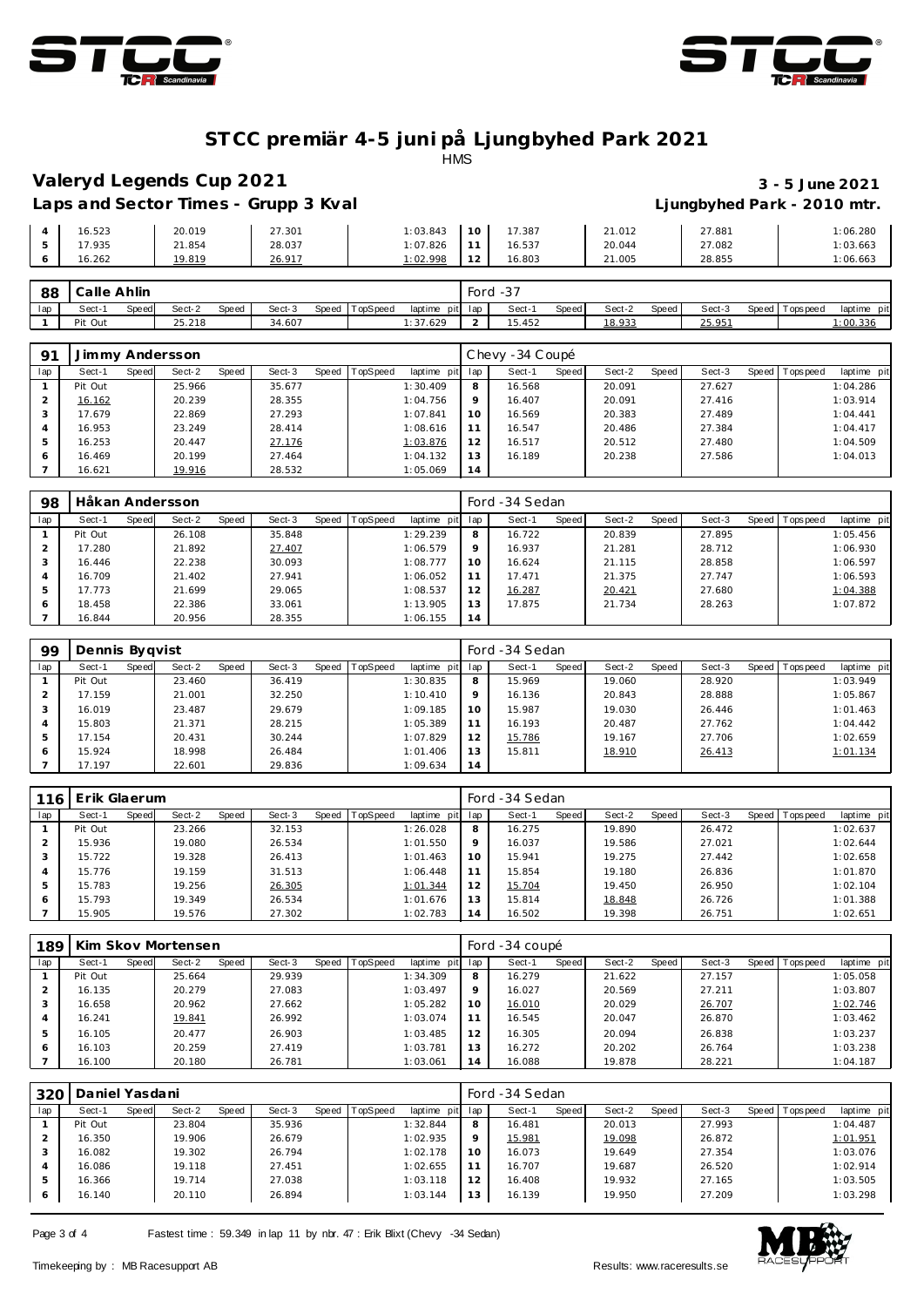# STCC premiär 4-5 juni på Ljungbyhed Park 2021

HMS

## Valeryd Legends Cup 2021

**3 - 5 June 2021**

### Laps and Sector Times - Grupp 3 Kval

**Ljungbyhed Park - 2010 mtr.**

| lap | Sect-1 | Speed | Sect-2 | Speed | Sect-3 | Speed | TopSpeed | laptime pit | lap | Sect-1 | Speed | Sect-2 | Speed | Sect-3 | Speed | Topspeed | laptime pit |
|---|---|---|---|---|---|---|---|---|---|---|---|---|---|---|---|---|---|
| 4 | 16.523 | | 20.019 | | 27.301 | | | 1:03.843 | 10 | 17.387 | | 21.012 | | 27.881 | | | 1:06.280 |
| 5 | 17.935 | | 21.854 | | 28.037 | | | 1:07.826 | 11 | 16.537 | | 20.044 | | 27.082 | | | 1:03.663 |
| 6 | 16.262 | | 19.819 | | 26.917 | | | 1:02.998 | 12 | 16.803 | | 21.005 | | 28.855 | | | 1:06.663 |

| 88 | Calle Ahlin | | | | | | | | Ford -37 | | | | | | | | |
|---|---|---|---|---|---|---|---|---|---|---|---|---|---|---|---|---|---|
| lap | Sect-1 | Speed | Sect-2 | Speed | Sect-3 | Speed | TopSpeed | laptime pit | lap | Sect-1 | Speed | Sect-2 | Speed | Sect-3 | Speed | Topspeed | laptime pit |
| 1 | Pit Out | | 25.218 | | 34.607 | | | 1:37.629 | 2 | 15.452 | | 18.933 | | 25.951 | | | 1:00.336 |

| 91 | Jimmy Andersson | | | | | | | | Chevy -34 Coupé | | | | | | | | |
|---|---|---|---|---|---|---|---|---|---|---|---|---|---|---|---|---|---|
| lap | Sect-1 | Speed | Sect-2 | Speed | Sect-3 | Speed | TopSpeed | laptime pit | lap | Sect-1 | Speed | Sect-2 | Speed | Sect-3 | Speed | Topspeed | laptime pit |
| 1 | Pit Out | | 25.966 | | 35.677 | | | 1:30.409 | 8 | 16.568 | | 20.091 | | 27.627 | | | 1:04.286 |
| 2 | 16.162 | | 20.239 | | 28.355 | | | 1:04.756 | 9 | 16.407 | | 20.091 | | 27.416 | | | 1:03.914 |
| 3 | 17.679 | | 22.869 | | 27.293 | | | 1:07.841 | 10 | 16.569 | | 20.383 | | 27.489 | | | 1:04.441 |
| 4 | 16.953 | | 23.249 | | 28.414 | | | 1:08.616 | 11 | 16.547 | | 20.486 | | 27.384 | | | 1:04.417 |
| 5 | 16.253 | | 20.447 | | 27.176 | | | 1:03.876 | 12 | 16.517 | | 20.512 | | 27.480 | | | 1:04.509 |
| 6 | 16.469 | | 20.199 | | 27.464 | | | 1:04.132 | 13 | 16.189 | | 20.238 | | 27.586 | | | 1:04.013 |
| 7 | 16.621 | | 19.916 | | 28.532 | | | 1:05.069 | 14 | | | | | | | | |

| 98 | Håkan Andersson | | | | | | | | Ford -34 Sedan | | | | | | | | |
|---|---|---|---|---|---|---|---|---|---|---|---|---|---|---|---|---|---|
| lap | Sect-1 | Speed | Sect-2 | Speed | Sect-3 | Speed | TopSpeed | laptime pit | lap | Sect-1 | Speed | Sect-2 | Speed | Sect-3 | Speed | Topspeed | laptime pit |
| 1 | Pit Out | | 26.108 | | 35.848 | | | 1:29.239 | 8 | 16.722 | | 20.839 | | 27.895 | | | 1:05.456 |
| 2 | 17.280 | | 21.892 | | 27.407 | | | 1:06.579 | 9 | 16.937 | | 21.281 | | 28.712 | | | 1:06.930 |
| 3 | 16.446 | | 22.238 | | 30.093 | | | 1:08.777 | 10 | 16.624 | | 21.115 | | 28.858 | | | 1:06.597 |
| 4 | 16.709 | | 21.402 | | 27.941 | | | 1:06.052 | 11 | 17.471 | | 21.375 | | 27.747 | | | 1:06.593 |
| 5 | 17.773 | | 21.699 | | 29.065 | | | 1:08.537 | 12 | 16.287 | | 20.421 | | 27.680 | | | 1:04.388 |
| 6 | 18.458 | | 22.386 | | 33.061 | | | 1:13.905 | 13 | 17.875 | | 21.734 | | 28.263 | | | 1:07.872 |
| 7 | 16.844 | | 20.956 | | 28.355 | | | 1:06.155 | 14 | | | | | | | | |

| 99 | Dennis Byqvist | | | | | | | | Ford -34 Sedan | | | | | | | | |
|---|---|---|---|---|---|---|---|---|---|---|---|---|---|---|---|---|---|
| lap | Sect-1 | Speed | Sect-2 | Speed | Sect-3 | Speed | TopSpeed | laptime pit | lap | Sect-1 | Speed | Sect-2 | Speed | Sect-3 | Speed | Topspeed | laptime pit |
| 1 | Pit Out | | 23.460 | | 36.419 | | | 1:30.835 | 8 | 15.969 | | 19.060 | | 28.920 | | | 1:03.949 |
| 2 | 17.159 | | 21.001 | | 32.250 | | | 1:10.410 | 9 | 16.136 | | 20.843 | | 28.888 | | | 1:05.867 |
| 3 | 16.019 | | 23.487 | | 29.679 | | | 1:09.185 | 10 | 15.987 | | 19.030 | | 26.446 | | | 1:01.463 |
| 4 | 15.803 | | 21.371 | | 28.215 | | | 1:05.389 | 11 | 16.193 | | 20.487 | | 27.762 | | | 1:04.442 |
| 5 | 17.154 | | 20.431 | | 30.244 | | | 1:07.829 | 12 | 15.786 | | 19.167 | | 27.706 | | | 1:02.659 |
| 6 | 15.924 | | 18.998 | | 26.484 | | | 1:01.406 | 13 | 15.811 | | 18.910 | | 26.413 | | | 1:01.134 |
| 7 | 17.197 | | 22.601 | | 29.836 | | | 1:09.634 | 14 | | | | | | | | |

| 116 | Erik Glaerum | | | | | | | | Ford -34 Sedan | | | | | | | | |
|---|---|---|---|---|---|---|---|---|---|---|---|---|---|---|---|---|---|
| lap | Sect-1 | Speed | Sect-2 | Speed | Sect-3 | Speed | TopSpeed | laptime pit | lap | Sect-1 | Speed | Sect-2 | Speed | Sect-3 | Speed | Topspeed | laptime pit |
| 1 | Pit Out | | 23.266 | | 32.153 | | | 1:26.028 | 8 | 16.275 | | 19.890 | | 26.472 | | | 1:02.637 |
| 2 | 15.936 | | 19.080 | | 26.534 | | | 1:01.550 | 9 | 16.037 | | 19.586 | | 27.021 | | | 1:02.644 |
| 3 | 15.722 | | 19.328 | | 26.413 | | | 1:01.463 | 10 | 15.941 | | 19.275 | | 27.442 | | | 1:02.658 |
| 4 | 15.776 | | 19.159 | | 31.513 | | | 1:06.448 | 11 | 15.854 | | 19.180 | | 26.836 | | | 1:01.870 |
| 5 | 15.783 | | 19.256 | | 26.305 | | | 1:01.344 | 12 | 15.704 | | 19.450 | | 26.950 | | | 1:02.104 |
| 6 | 15.793 | | 19.349 | | 26.534 | | | 1:01.676 | 13 | 15.814 | | 18.848 | | 26.726 | | | 1:01.388 |
| 7 | 15.905 | | 19.576 | | 27.302 | | | 1:02.783 | 14 | 16.502 | | 19.398 | | 26.751 | | | 1:02.651 |

| 189 | Kim Skov Mortensen | | | | | | | | Ford -34 coupé | | | | | | | | |
|---|---|---|---|---|---|---|---|---|---|---|---|---|---|---|---|---|---|
| lap | Sect-1 | Speed | Sect-2 | Speed | Sect-3 | Speed | TopSpeed | laptime pit | lap | Sect-1 | Speed | Sect-2 | Speed | Sect-3 | Speed | Topspeed | laptime pit |
| 1 | Pit Out | | 25.664 | | 29.939 | | | 1:34.309 | 8 | 16.279 | | 21.622 | | 27.157 | | | 1:05.058 |
| 2 | 16.135 | | 20.279 | | 27.083 | | | 1:03.497 | 9 | 16.027 | | 20.569 | | 27.211 | | | 1:03.807 |
| 3 | 16.658 | | 20.962 | | 27.662 | | | 1:05.282 | 10 | 16.010 | | 20.029 | | 26.707 | | | 1:02.746 |
| 4 | 16.241 | | 19.841 | | 26.992 | | | 1:03.074 | 11 | 16.545 | | 20.047 | | 26.870 | | | 1:03.462 |
| 5 | 16.105 | | 20.477 | | 26.903 | | | 1:03.485 | 12 | 16.305 | | 20.094 | | 26.838 | | | 1:03.237 |
| 6 | 16.103 | | 20.259 | | 27.419 | | | 1:03.781 | 13 | 16.272 | | 20.202 | | 26.764 | | | 1:03.238 |
| 7 | 16.100 | | 20.180 | | 26.781 | | | 1:03.061 | 14 | 16.088 | | 19.878 | | 28.221 | | | 1:04.187 |

| 320 | Daniel Yasdani | | | | | | | | Ford -34 Sedan | | | | | | | | |
|---|---|---|---|---|---|---|---|---|---|---|---|---|---|---|---|---|---|
| lap | Sect-1 | Speed | Sect-2 | Speed | Sect-3 | Speed | TopSpeed | laptime pit | lap | Sect-1 | Speed | Sect-2 | Speed | Sect-3 | Speed | Topspeed | laptime pit |
| 1 | Pit Out | | 23.804 | | 35.936 | | | 1:32.844 | 8 | 16.481 | | 20.013 | | 27.993 | | | 1:04.487 |
| 2 | 16.350 | | 19.906 | | 26.679 | | | 1:02.935 | 9 | 15.981 | | 19.098 | | 26.872 | | | 1:01.951 |
| 3 | 16.082 | | 19.302 | | 26.794 | | | 1:02.178 | 10 | 16.073 | | 19.649 | | 27.354 | | | 1:03.076 |
| 4 | 16.086 | | 19.118 | | 27.451 | | | 1:02.655 | 11 | 16.707 | | 19.687 | | 26.520 | | | 1:02.914 |
| 5 | 16.366 | | 19.714 | | 27.038 | | | 1:03.118 | 12 | 16.408 | | 19.932 | | 27.165 | | | 1:03.505 |
| 6 | 16.140 | | 20.110 | | 26.894 | | | 1:03.144 | 13 | 16.139 | | 19.950 | | 27.209 | | | 1:03.298 |

Fastest time : 59.349 in lap 11 by nbr. 47 : Erik Blixt (Chevy -34 Sedan)

Timekeeping by : MB Racesupport AB

Results: www.raceresults.se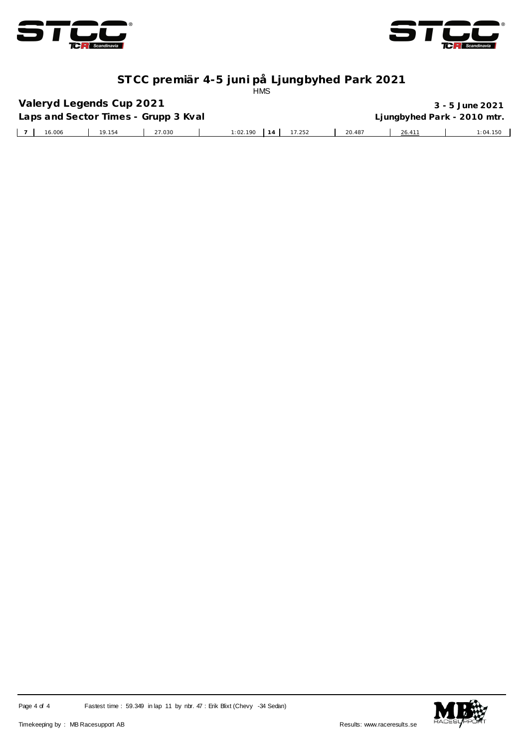# STCC premiär 4-5 juni på Ljungbyhed Park 2021

HMS

## Valeryd Legends Cup 2021

**3 - 5 June 2021**

### Laps and Sector Times - Grupp 3 Kval

**Ljungbyhed Park - 2010 mtr.**

| | | | | | | | | | |
|---|---|---|---|---|---|---|---|---|---|
| 7 | 16.006 | 19.154 | 27.030 | 1:02.190 | 14 | 17.252 | 20.487 | 26.411 | 1:04.150 |

Fastest time : 59.349 in lap 11 by nbr. 47 : Erik Blixt (Chevy -34 Sedan)

Timekeeping by : MB Racesupport AB

Results: www.raceresults.se